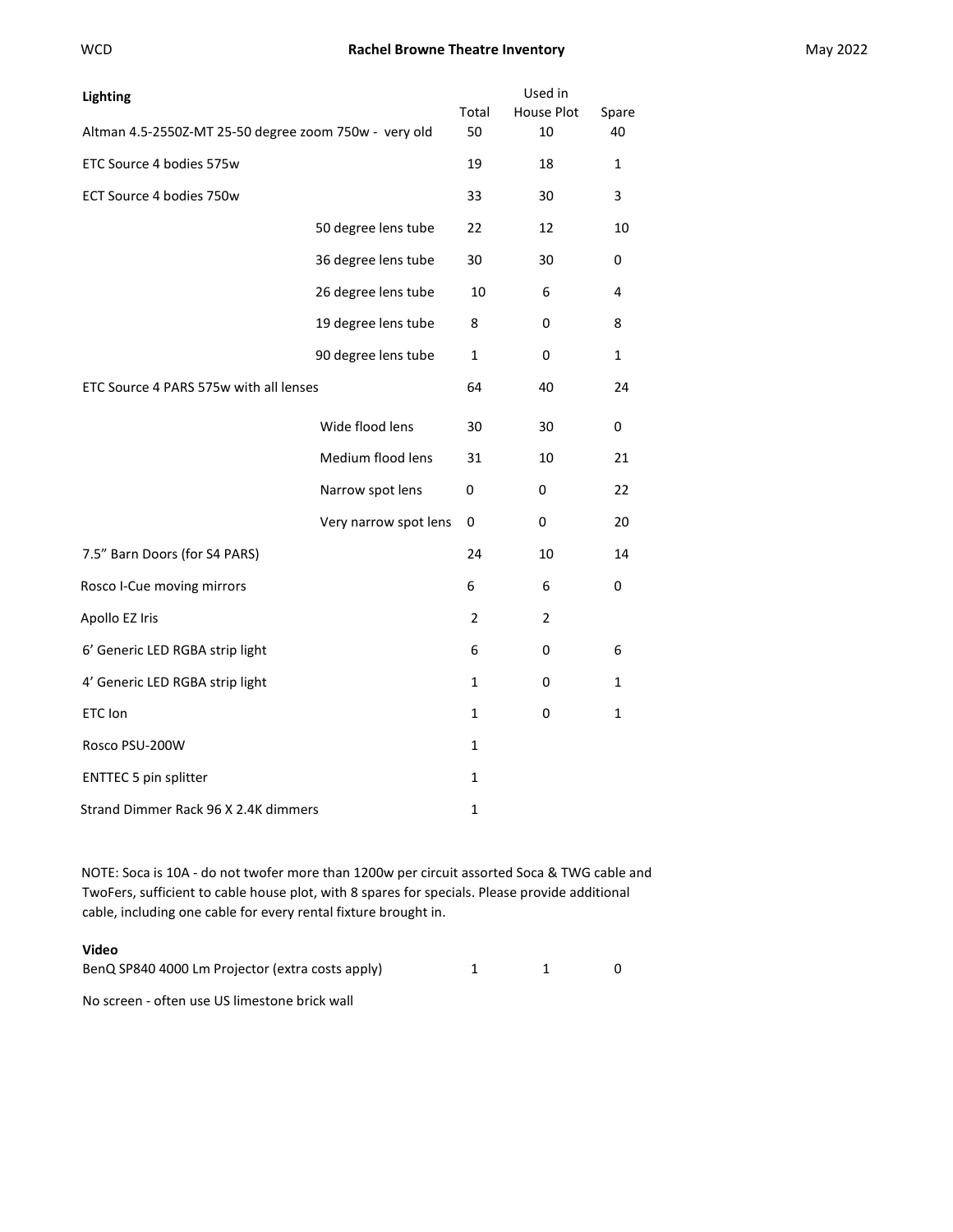# Rachel Browne Theatre Inventory

WCD

May 2022

| **Lighting** | | Total | Used in House Plot | Spare |
|---|---|---|---|---|
| Altman 4.5-2550Z-MT 25-50 degree zoom 750w - very old | | 50 | 10 | 40 |
| ETC Source 4 bodies 575w | | 19 | 18 | 1 |
| ECT Source 4 bodies 750w | | 33 | 30 | 3 |
| | 50 degree lens tube | 22 | 12 | 10 |
| | 36 degree lens tube | 30 | 30 | 0 |
| | 26 degree lens tube | 10 | 6 | 4 |
| | 19 degree lens tube | 8 | 0 | 8 |
| | 90 degree lens tube | 1 | 0 | 1 |
| ETC Source 4 PARS 575w with all lenses | | 64 | 40 | 24 |
| | Wide flood lens | 30 | 30 | 0 |
| | Medium flood lens | 31 | 10 | 21 |
| | Narrow spot lens | 0 | 0 | 22 |
| | Very narrow spot lens | 0 | 0 | 20 |
| 7.5" Barn Doors (for S4 PARS) | | 24 | 10 | 14 |
| Rosco I-Cue moving mirrors | | 6 | 6 | 0 |
| Apollo EZ Iris | | 2 | 2 | |
| 6' Generic LED RGBA strip light | | 6 | 0 | 6 |
| 4' Generic LED RGBA strip light | | 1 | 0 | 1 |
| ETC Ion | | 1 | 0 | 1 |
| Rosco PSU-200W | | 1 | | |
| ENTTEC 5 pin splitter | | 1 | | |
| Strand Dimmer Rack 96 X 2.4K dimmers | | 1 | | |

NOTE: Soca is 10A - do not twofer more than 1200w per circuit assorted Soca & TWG cable and TwoFers, sufficient to cable house plot, with 8 spares for specials. Please provide additional cable, including one cable for every rental fixture brought in.

| **Video** | Total | Used in House Plot | Spare |
|---|---|---|---|
| BenQ SP840 4000 Lm Projector (extra costs apply) | 1 | 1 | 0 |

No screen - often use US limestone brick wall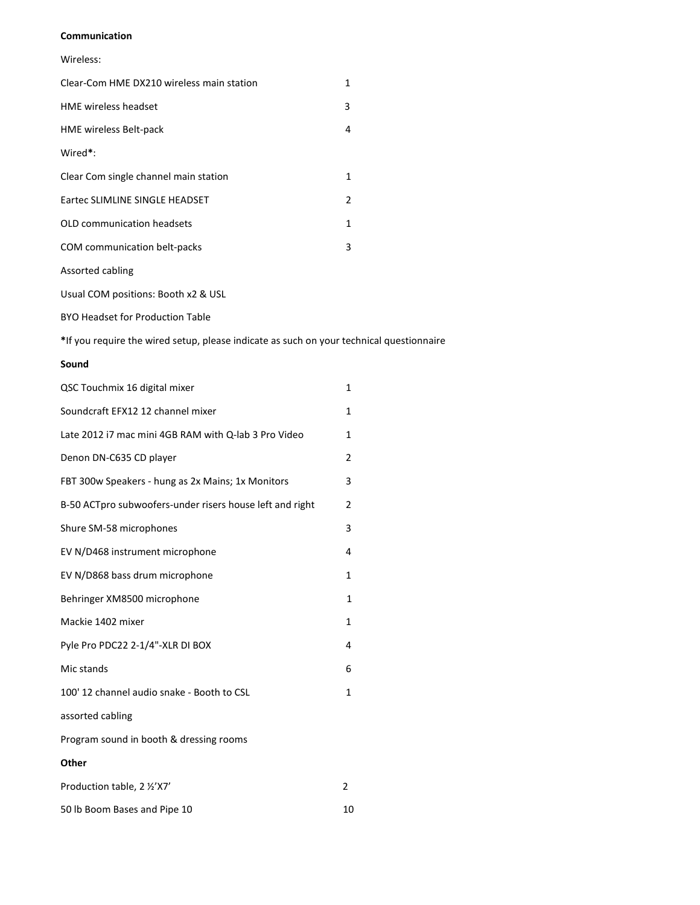**Communication**

Wireless:

| | |
|---|---|
| Clear-Com HME DX210 wireless main station | 1 |
| HME wireless headset | 3 |
| HME wireless Belt-pack | 4 |

Wired**\***:

| | |
|---|---|
| Clear Com single channel main station | 1 |
| Eartec SLIMLINE SINGLE HEADSET | 2 |
| OLD communication headsets | 1 |
| COM communication belt-packs | 3 |

Assorted cabling

Usual COM positions: Booth x2 & USL

BYO Headset for Production Table

**\***If you require the wired setup, please indicate as such on your technical questionnaire

**Sound**

| | |
|---|---|
| QSC Touchmix 16 digital mixer | 1 |
| Soundcraft EFX12 12 channel mixer | 1 |
| Late 2012 i7 mac mini 4GB RAM with Q-lab 3 Pro Video | 1 |
| Denon DN-C635 CD player | 2 |
| FBT 300w Speakers - hung as 2x Mains; 1x Monitors | 3 |
| B-50 ACTpro subwoofers-under risers house left and right | 2 |
| Shure SM-58 microphones | 3 |
| EV N/D468 instrument microphone | 4 |
| EV N/D868 bass drum microphone | 1 |
| Behringer XM8500 microphone | 1 |
| Mackie 1402 mixer | 1 |
| Pyle Pro PDC22 2-1/4"-XLR DI BOX | 4 |
| Mic stands | 6 |
| 100' 12 channel audio snake - Booth to CSL | 1 |

assorted cabling

Program sound in booth & dressing rooms

**Other**

| | |
|---|---|
| Production table, 2 ½'X7' | 2 |
| 50 lb Boom Bases and Pipe 10 | 10 |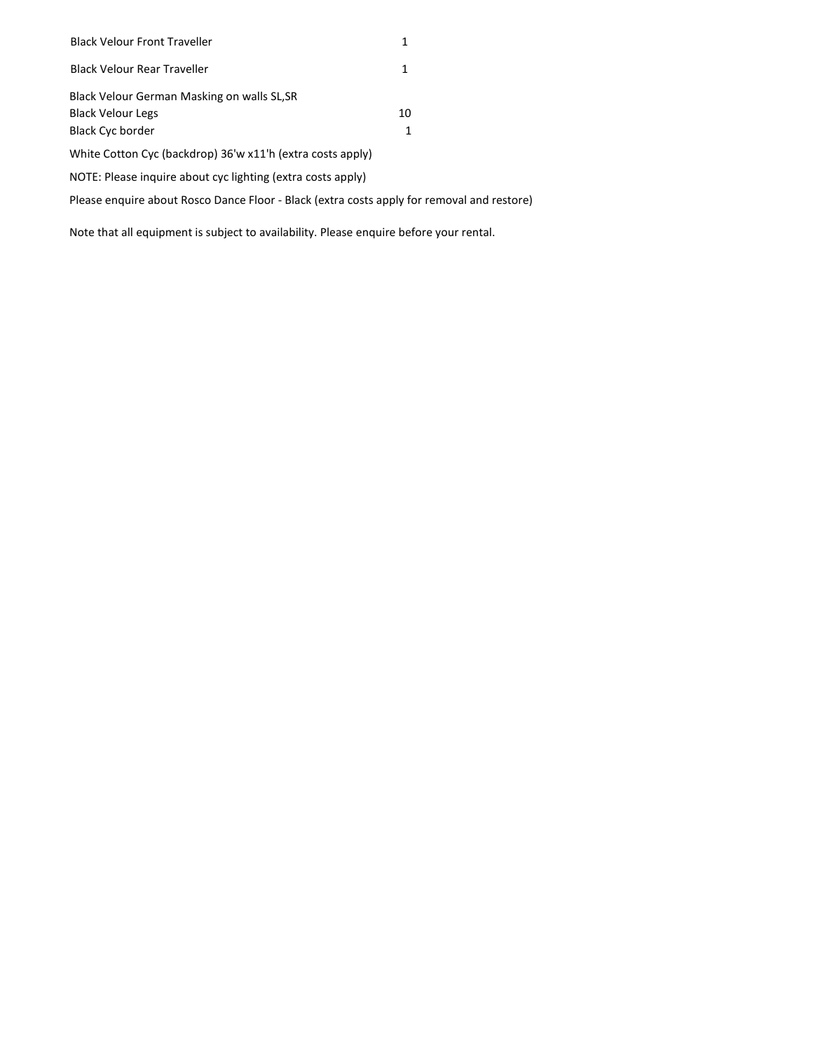| | |
|---|---|
| Black Velour Front Traveller | 1 |
| Black Velour Rear Traveller | 1 |
| Black Velour German Masking on walls SL,SR | |
| Black Velour Legs | 10 |
| Black Cyc border | 1 |

White Cotton Cyc (backdrop) 36'w x11'h (extra costs apply)

NOTE: Please inquire about cyc lighting (extra costs apply)

Please enquire about Rosco Dance Floor - Black (extra costs apply for removal and restore)

Note that all equipment is subject to availability. Please enquire before your rental.